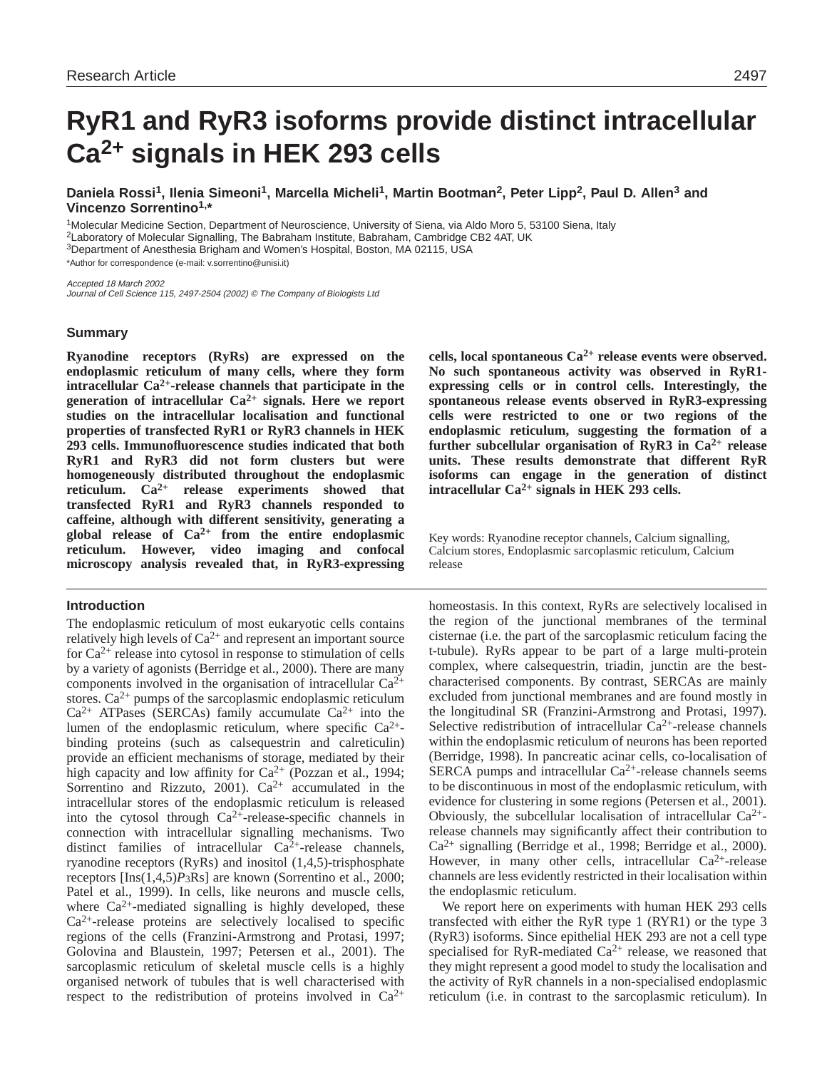Research Article

# RyR1 and RyR3 isoforms provide distinct intracellular $Ca^{2+}$ signals in HEK 293 cells

**Daniela Rossi[1], Ilenia Simeoni[1], Marcella Micheli[1], Martin Bootman[2], Peter Lipp[2], Paul D. Allen[3] and Vincenzo Sorrentino[1,*]**

[1]Molecular Medicine Section, Department of Neuroscience, University of Siena, via Aldo Moro 5, 53100 Siena, Italy
[2]Laboratory of Molecular Signalling, The Babraham Institute, Babraham, Cambridge CB2 4AT, UK
[3]Department of Anesthesia Brigham and Women's Hospital, Boston, MA 02115, USA
*Author for correspondence (e-mail: v.sorrentino@unisi.it)

*Accepted 18 March 2002*
*Journal of Cell Science 115, 2497-2504 (2002) © The Company of Biologists Ltd*

## Summary

**Ryanodine receptors (RyRs) are expressed on the endoplasmic reticulum of many cells, where they form intracellular $Ca^{2+}$-release channels that participate in the generation of intracellular $Ca^{2+}$ signals. Here we report studies on the intracellular localisation and functional properties of transfected RyR1 or RyR3 channels in HEK 293 cells. Immunofluorescence studies indicated that both RyR1 and RyR3 did not form clusters but were homogeneously distributed throughout the endoplasmic reticulum. $Ca^{2+}$ release experiments showed that transfected RyR1 and RyR3 channels responded to caffeine, although with different sensitivity, generating a global release of $Ca^{2+}$ from the entire endoplasmic reticulum. However, video imaging and confocal microscopy analysis revealed that, in RyR3-expressing cells, local spontaneous $Ca^{2+}$ release events were observed. No such spontaneous activity was observed in RyR1-expressing cells or in control cells. Interestingly, the spontaneous release events observed in RyR3-expressing cells were restricted to one or two regions of the endoplasmic reticulum, suggesting the formation of a further subcellular organisation of RyR3 in $Ca^{2+}$ release units. These results demonstrate that different RyR isoforms can engage in the generation of distinct intracellular $Ca^{2+}$ signals in HEK 293 cells.**

Key words: Ryanodine receptor channels, Calcium signalling, Calcium stores, Endoplasmic sarcoplasmic reticulum, Calcium release

## Introduction

The endoplasmic reticulum of most eukaryotic cells contains relatively high levels of $Ca^{2+}$ and represent an important source for $Ca^{2+}$ release into cytosol in response to stimulation of cells by a variety of agonists (Berridge et al., 2000). There are many components involved in the organisation of intracellular $Ca^{2+}$ stores. $Ca^{2+}$ pumps of the sarcoplasmic endoplasmic reticulum $Ca^{2+}$ ATPases (SERCAs) family accumulate $Ca^{2+}$ into the lumen of the endoplasmic reticulum, where specific $Ca^{2+}$-binding proteins (such as calsequestrin and calreticulin) provide an efficient mechanisms of storage, mediated by their high capacity and low affinity for $Ca^{2+}$ (Pozzan et al., 1994; Sorrentino and Rizzuto, 2001). $Ca^{2+}$ accumulated in the intracellular stores of the endoplasmic reticulum is released into the cytosol through $Ca^{2+}$-release-specific channels in connection with intracellular signalling mechanisms. Two distinct families of intracellular $Ca^{2+}$-release channels, ryanodine receptors (RyRs) and inositol (1,4,5)-trisphosphate receptors [Ins(1,4,5)$P_3$Rs] are known (Sorrentino et al., 2000; Patel et al., 1999). In cells, like neurons and muscle cells, where $Ca^{2+}$-mediated signalling is highly developed, these $Ca^{2+}$-release proteins are selectively localised to specific regions of the cells (Franzini-Armstrong and Protasi, 1997; Golovina and Blaustein, 1997; Petersen et al., 2001). The sarcoplasmic reticulum of skeletal muscle cells is a highly organised network of tubules that is well characterised with respect to the redistribution of proteins involved in $Ca^{2+}$ homeostasis. In this context, RyRs are selectively localised in the region of the junctional membranes of the terminal cisternae (i.e. the part of the sarcoplasmic reticulum facing the t-tubule). RyRs appear to be part of a large multi-protein complex, where calsequestrin, triadin, junctin are the best-characterised components. By contrast, SERCAs are mainly excluded from junctional membranes and are found mostly in the longitudinal SR (Franzini-Armstrong and Protasi, 1997). Selective redistribution of intracellular $Ca^{2+}$-release channels within the endoplasmic reticulum of neurons has been reported (Berridge, 1998). In pancreatic acinar cells, co-localisation of SERCA pumps and intracellular $Ca^{2+}$-release channels seems to be discontinuous in most of the endoplasmic reticulum, with evidence for clustering in some regions (Petersen et al., 2001). Obviously, the subcellular localisation of intracellular $Ca^{2+}$-release channels may significantly affect their contribution to $Ca^{2+}$ signalling (Berridge et al., 1998; Berridge et al., 2000). However, in many other cells, intracellular $Ca^{2+}$-release channels are less evidently restricted in their localisation within the endoplasmic reticulum.

We report here on experiments with human HEK 293 cells transfected with either the RyR type 1 (RYR1) or the type 3 (RyR3) isoforms. Since epithelial HEK 293 are not a cell type specialised for RyR-mediated $Ca^{2+}$ release, we reasoned that they might represent a good model to study the localisation and the activity of RyR channels in a non-specialised endoplasmic reticulum (i.e. in contrast to the sarcoplasmic reticulum). In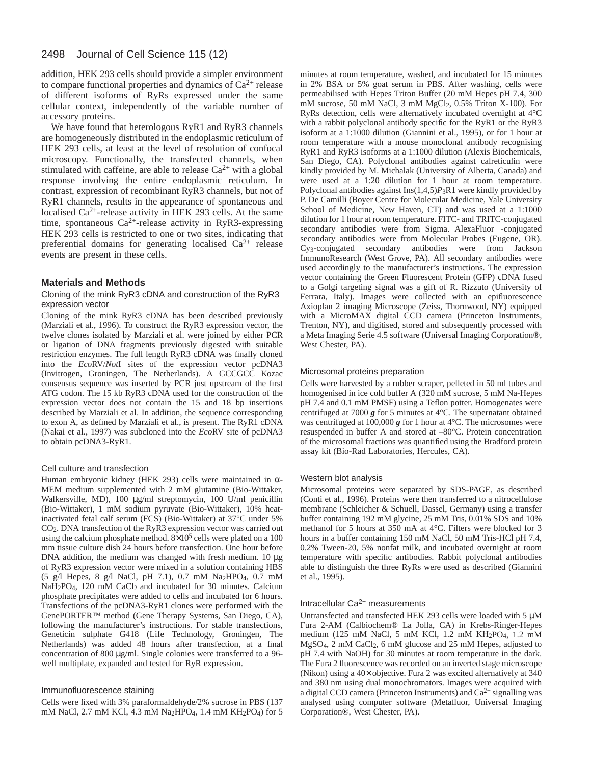addition, HEK 293 cells should provide a simpler environment to compare functional properties and dynamics of $Ca^{2+}$ release of different isoforms of RyRs expressed under the same cellular context, independently of the variable number of accessory proteins.

We have found that heterologous RyR1 and RyR3 channels are homogeneously distributed in the endoplasmic reticulum of HEK 293 cells, at least at the level of resolution of confocal microscopy. Functionally, the transfected channels, when stimulated with caffeine, are able to release $Ca^{2+}$ with a global response involving the entire endoplasmic reticulum. In contrast, expression of recombinant RyR3 channels, but not of RyR1 channels, results in the appearance of spontaneous and localised $Ca^{2+}$-release activity in HEK 293 cells. At the same time, spontaneous $Ca^{2+}$-release activity in RyR3-expressing HEK 293 cells is restricted to one or two sites, indicating that preferential domains for generating localised $Ca^{2+}$ release events are present in these cells.

## Materials and Methods

### Cloning of the mink RyR3 cDNA and construction of the RyR3 expression vector

Cloning of the mink RyR3 cDNA has been described previously (Marziali et al., 1996). To construct the RyR3 expression vector, the twelve clones isolated by Marziali et al. were joined by either PCR or ligation of DNA fragments previously digested with suitable restriction enzymes. The full length RyR3 cDNA was finally cloned into the *Eco*RV/*Not*I sites of the expression vector pcDNA3 (Invitrogen, Groningen, The Netherlands). A GCCGCC Kozac consensus sequence was inserted by PCR just upstream of the first ATG codon. The 15 kb RyR3 cDNA used for the construction of the expression vector does not contain the 15 and 18 bp insertions described by Marziali et al. In addition, the sequence corresponding to exon A, as defined by Marziali et al., is present. The RyR1 cDNA (Nakai et al., 1997) was subcloned into the *Eco*RV site of pcDNA3 to obtain pcDNA3-RyR1.

### Cell culture and transfection

Human embryonic kidney (HEK 293) cells were maintained in α-MEM medium supplemented with 2 mM glutamine (Bio-Wittaker, Walkersville, MD), 100 μg/ml streptomycin, 100 U/ml penicillin (Bio-Wittaker), 1 mM sodium pyruvate (Bio-Wittaker), 10% heat-inactivated fetal calf serum (FCS) (Bio-Wittaker) at 37°C under 5% $CO_2$. DNA transfection of the RyR3 expression vector was carried out using the calcium phosphate method. $8\times10^5$ cells were plated on a 100 mm tissue culture dish 24 hours before transfection. One hour before DNA addition, the medium was changed with fresh medium. 10 μg of RyR3 expression vector were mixed in a solution containing HBS (5 g/l Hepes, 8 g/l NaCl, pH 7.1), 0.7 mM $Na_2HPO_4$, 0.7 mM $NaH_2PO_4$, 120 mM $CaCl_2$ and incubated for 30 minutes. Calcium phosphate precipitates were added to cells and incubated for 6 hours. Transfections of the pcDNA3-RyR1 clones were performed with the GenePORTER™ method (Gene Therapy Systems, San Diego, CA), following the manufacturer's instructions. For stable transfections, Geneticin sulphate G418 (Life Technology, Groningen, The Netherlands) was added 48 hours after transfection, at a final concentration of 800 μg/ml. Single colonies were transferred to a 96-well multiplate, expanded and tested for RyR expression.

### Immunofluorescence staining

Cells were fixed with 3% paraformaldehyde/2% sucrose in PBS (137 mM NaCl, 2.7 mM KCl, 4.3 mM $Na_2HPO_4$, 1.4 mM $KH_2PO_4$) for 5 minutes at room temperature, washed, and incubated for 15 minutes in 2% BSA or 5% goat serum in PBS. After washing, cells were permeabilised with Hepes Triton Buffer (20 mM Hepes pH 7.4, 300 mM sucrose, 50 mM NaCl, 3 mM $MgCl_2$, 0.5% Triton X-100). For RyRs detection, cells were alternatively incubated overnight at 4°C with a rabbit polyclonal antibody specific for the RyR1 or the RyR3 isoform at a 1:1000 dilution (Giannini et al., 1995), or for 1 hour at room temperature with a mouse monoclonal antibody recognising RyR1 and RyR3 isoforms at a 1:1000 dilution (Alexis Biochemicals, San Diego, CA). Polyclonal antibodies against calreticulin were kindly provided by M. Michalak (University of Alberta, Canada) and were used at a 1:20 dilution for 1 hour at room temperature. Polyclonal antibodies against Ins(1,4,5)$P_3$R1 were kindly provided by P. De Camilli (Boyer Centre for Molecular Medicine, Yale University School of Medicine, New Haven, CT) and was used at a 1:1000 dilution for 1 hour at room temperature. FITC- and TRITC-conjugated secondary antibodies were from Sigma. AlexaFluor -conjugated secondary antibodies were from Molecular Probes (Eugene, OR). $Cy_3$-conjugated secondary antibodies were from Jackson ImmunoResearch (West Grove, PA). All secondary antibodies were used accordingly to the manufacturer's instructions. The expression vector containing the Green Fluorescent Protein (GFP) cDNA fused to a Golgi targeting signal was a gift of R. Rizzuto (University of Ferrara, Italy). Images were collected with an epifluorescence Axioplan 2 imaging Microscope (Zeiss, Thornwood, NY) equipped with a MicroMAX digital CCD camera (Princeton Instruments, Trenton, NY), and digitised, stored and subsequently processed with a Meta Imaging Serie 4.5 software (Universal Imaging Corporation®, West Chester, PA).

### Microsomal proteins preparation

Cells were harvested by a rubber scraper, pelleted in 50 ml tubes and homogenised in ice cold buffer A (320 mM sucrose, 5 mM Na-Hepes pH 7.4 and 0.1 mM PMSF) using a Teflon potter. Homogenates were centrifuged at 7000 ***g*** for 5 minutes at 4°C. The supernatant obtained was centrifuged at 100,000 ***g*** for 1 hour at 4°C. The microsomes were resuspended in buffer A and stored at –80°C. Protein concentration of the microsomal fractions was quantified using the Bradford protein assay kit (Bio-Rad Laboratories, Hercules, CA).

### Western blot analysis

Microsomal proteins were separated by SDS-PAGE, as described (Conti et al., 1996). Proteins were then transferred to a nitrocellulose membrane (Schleicher & Schuell, Dassel, Germany) using a transfer buffer containing 192 mM glycine, 25 mM Tris, 0.01% SDS and 10% methanol for 5 hours at 350 mA at 4°C. Filters were blocked for 3 hours in a buffer containing 150 mM NaCl, 50 mM Tris-HCl pH 7.4, 0.2% Tween-20, 5% nonfat milk, and incubated overnight at room temperature with specific antibodies. Rabbit polyclonal antibodies able to distinguish the three RyRs were used as described (Giannini et al., 1995).

### Intracellular $Ca^{2+}$ measurements

Untransfected and transfected HEK 293 cells were loaded with 5 μM Fura 2-AM (Calbiochem® La Jolla, CA) in Krebs-Ringer-Hepes medium (125 mM NaCl, 5 mM KCl, 1.2 mM $KH_2PO_4$, 1.2 mM $MgSO_4$, 2 mM $CaCl_2$, 6 mM glucose and 25 mM Hepes, adjusted to pH 7.4 with NaOH) for 30 minutes at room temperature in the dark. The Fura 2 fluorescence was recorded on an inverted stage microscope (Nikon) using a 40× objective. Fura 2 was excited alternatively at 340 and 380 nm using dual monochromators. Images were acquired with a digital CCD camera (Princeton Instruments) and $Ca^{2+}$ signalling was analysed using computer software (Metafluor, Universal Imaging Corporation®, West Chester, PA).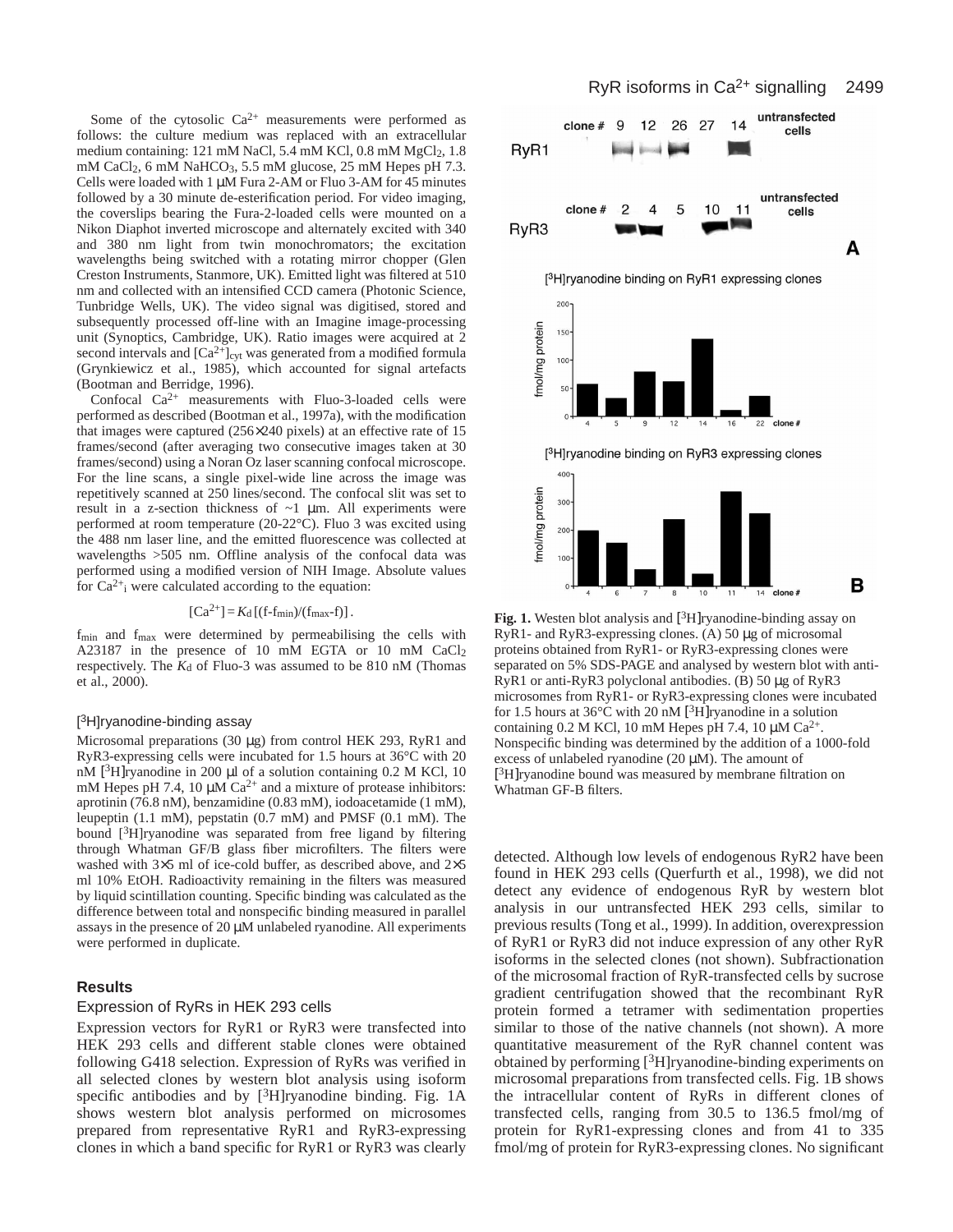Some of the cytosolic $Ca^{2+}$ measurements were performed as follows: the culture medium was replaced with an extracellular medium containing: 121 mM NaCl, 5.4 mM KCl, 0.8 mM $MgCl_2$, 1.8 mM $CaCl_2$, 6 mM $NaHCO_3$, 5.5 mM glucose, 25 mM Hepes pH 7.3. Cells were loaded with 1 μM Fura 2-AM or Fluo 3-AM for 45 minutes followed by a 30 minute de-esterification period. For video imaging, the coverslips bearing the Fura-2-loaded cells were mounted on a Nikon Diaphot inverted microscope and alternately excited with 340 and 380 nm light from twin monochromators; the excitation wavelengths being switched with a rotating mirror chopper (Glen Creston Instruments, Stanmore, UK). Emitted light was filtered at 510 nm and collected with an intensified CCD camera (Photonic Science, Tunbridge Wells, UK). The video signal was digitised, stored and subsequently processed off-line with an Imagine image-processing unit (Synoptics, Cambridge, UK). Ratio images were acquired at 2 second intervals and $[Ca^{2+}]_{cyt}$ was generated from a modified formula (Grynkiewicz et al., 1985), which accounted for signal artefacts (Bootman and Berridge, 1996).

Confocal $Ca^{2+}$ measurements with Fluo-3-loaded cells were performed as described (Bootman et al., 1997a), with the modification that images were captured (256×240 pixels) at an effective rate of 15 frames/second (after averaging two consecutive images taken at 30 frames/second) using a Noran Oz laser scanning confocal microscope. For the line scans, a single pixel-wide line across the image was repetitively scanned at 250 lines/second. The confocal slit was set to result in a z-section thickness of ~1 μm. All experiments were performed at room temperature (20-22°C). Fluo 3 was excited using the 488 nm laser line, and the emitted fluorescence was collected at wavelengths >505 nm. Offline analysis of the confocal data was performed using a modified version of NIH Image. Absolute values for $Ca^{2+}{}_i$ were calculated according to the equation:

$$[Ca^{2+}] = K_d\,[(f - f_{min})/(f_{max} - f)]\,.$$

$f_{min}$ and $f_{max}$ were determined by permeabilising the cells with A23187 in the presence of 10 mM EGTA or 10 mM $CaCl_2$ respectively. The $K_d$ of Fluo-3 was assumed to be 810 nM (Thomas et al., 2000).

### [$^3$H]ryanodine-binding assay

Microsomal preparations (30 μg) from control HEK 293, RyR1 and RyR3-expressing cells were incubated for 1.5 hours at 36°C with 20 nM [$^3$H]ryanodine in 200 μl of a solution containing 0.2 M KCl, 10 mM Hepes pH 7.4, 10 μM $Ca^{2+}$ and a mixture of protease inhibitors: aprotinin (76.8 nM), benzamidine (0.83 mM), iodoacetamide (1 mM), leupeptin (1.1 mM), pepstatin (0.7 mM) and PMSF (0.1 mM). The bound [$^3$H]ryanodine was separated from free ligand by filtering through Whatman GF/B glass fiber microfilters. The filters were washed with 3×5 ml of ice-cold buffer, as described above, and 2×5 ml 10% EtOH. Radioactivity remaining in the filters was measured by liquid scintillation counting. Specific binding was calculated as the difference between total and nonspecific binding measured in parallel assays in the presence of 20 μM unlabeled ryanodine. All experiments were performed in duplicate.

## Results

### Expression of RyRs in HEK 293 cells

Expression vectors for RyR1 or RyR3 were transfected into HEK 293 cells and different stable clones were obtained following G418 selection. Expression of RyRs was verified in all selected clones by western blot analysis using isoform specific antibodies and by [$^3$H]ryanodine binding. Fig. 1A shows western blot analysis performed on microsomes prepared from representative RyR1 and RyR3-expressing clones in which a band specific for RyR1 or RyR3 was clearly detected. Although low levels of endogenous RyR2 have been found in HEK 293 cells (Querfurth et al., 1998), we did not detect any evidence of endogenous RyR by western blot analysis in our untransfected HEK 293 cells, similar to previous results (Tong et al., 1999). In addition, overexpression of RyR1 or RyR3 did not induce expression of any other RyR isoforms in the selected clones (not shown). Subfractionation of the microsomal fraction of RyR-transfected cells by sucrose gradient centrifugation showed that the recombinant RyR protein formed a tetramer with sedimentation properties similar to those of the native channels (not shown). A more quantitative measurement of the RyR channel content was obtained by performing [$^3$H]ryanodine-binding experiments on microsomal preparations from transfected cells. Fig. 1B shows the intracellular content of RyRs in different clones of transfected cells, ranging from 30.5 to 136.5 fmol/mg of protein for RyR1-expressing clones and from 41 to 335 fmol/mg of protein for RyR3-expressing clones. No significant

**Fig. 1.** Westen blot analysis and [$^3$H]ryanodine-binding assay on RyR1- and RyR3-expressing clones. (A) 50 μg of microsomal proteins obtained from RyR1- or RyR3-expressing clones were separated on 5% SDS-PAGE and analysed by western blot with anti-RyR1 or anti-RyR3 polyclonal antibodies. (B) 50 μg of RyR3 microsomes from RyR1- or RyR3-expressing clones were incubated for 1.5 hours at 36°C with 20 nM [$^3$H]ryanodine in a solution containing 0.2 M KCl, 10 mM Hepes pH 7.4, 10 μM $Ca^{2+}$. Nonspecific binding was determined by the addition of a 1000-fold excess of unlabeled ryanodine (20 μM). The amount of [$^3$H]ryanodine bound was measured by membrane filtration on Whatman GF-B filters.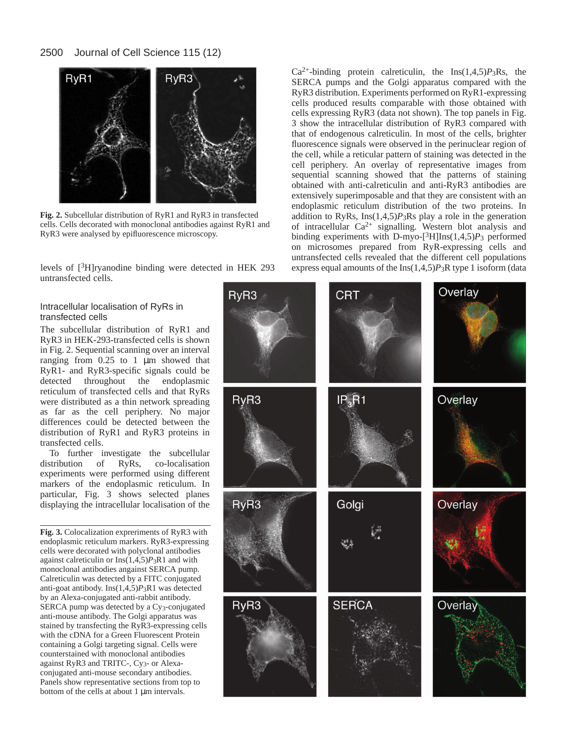**Fig. 2.** Subcellular distribution of RyR1 and RyR3 in transfected cells. Cells decorated with monoclonal antibodies against RyR1 and RyR3 were analysed by epifluorescence microscopy.

levels of [$^3$H]ryanodine binding were detected in HEK 293 untransfected cells.

### Intracellular localisation of RyRs in transfected cells

The subcellular distribution of RyR1 and RyR3 in HEK-293-transfected cells is shown in Fig. 2. Sequential scanning over an interval ranging from 0.25 to 1 μm showed that RyR1- and RyR3-specific signals could be detected throughout the endoplasmic reticulum of transfected cells and that RyRs were distributed as a thin network spreading as far as the cell periphery. No major differences could be detected between the distribution of RyR1 and RyR3 proteins in transfected cells.

To further investigate the subcellular distribution of RyRs, co-localisation experiments were performed using different markers of the endoplasmic reticulum. In particular, Fig. 3 shows selected planes displaying the intracellular localisation of the $Ca^{2+}$-binding protein calreticulin, the Ins(1,4,5)$P_3$Rs, the SERCA pumps and the Golgi apparatus compared with the RyR3 distribution. Experiments performed on RyR1-expressing cells produced results comparable with those obtained with cells expressing RyR3 (data not shown). The top panels in Fig. 3 show the intracellular distribution of RyR3 compared with that of endogenous calreticulin. In most of the cells, brighter fluorescence signals were observed in the perinuclear region of the cell, while a reticular pattern of staining was detected in the cell periphery. An overlay of representative images from sequential scanning showed that the patterns of staining obtained with anti-calreticulin and anti-RyR3 antibodies are extensively superimposable and that they are consistent with an endoplasmic reticulum distribution of the two proteins. In addition to RyRs, Ins(1,4,5)$P_3$Rs play a role in the generation of intracellular $Ca^{2+}$ signalling. Western blot analysis and binding experiments with D-myo-[$^3$H]Ins(1,4,5)$P_3$ performed on microsomes prepared from RyR-expressing cells and untransfected cells revealed that the different cell populations express equal amounts of the Ins(1,4,5)$P_3$R type 1 isoform (data

**Fig. 3.** Colocalization expreriments of RyR3 with endoplasmic reticulum markers. RyR3-expressing cells were decorated with polyclonal antibodies against calreticulin or Ins(1,4,5)$P_3$R1 and with monoclonal antibodies against SERCA pump. Calreticulin was detected by a FITC conjugated anti-goat antibody. Ins(1,4,5)$P_3$R1 was detected by an Alexa-conjugated anti-rabbit antibody. SERCA pump was detected by a $Cy_3$-conjugated anti-mouse antibody. The Golgi apparatus was stained by transfecting the RyR3-expressing cells with the cDNA for a Green Fluorescent Protein containing a Golgi targeting signal. Cells were counterstained with monoclonal antibodies against RyR3 and TRITC-, $Cy_3$- or Alexa-conjugated anti-mouse secondary antibodies. Panels show representative sections from top to bottom of the cells at about 1 μm intervals.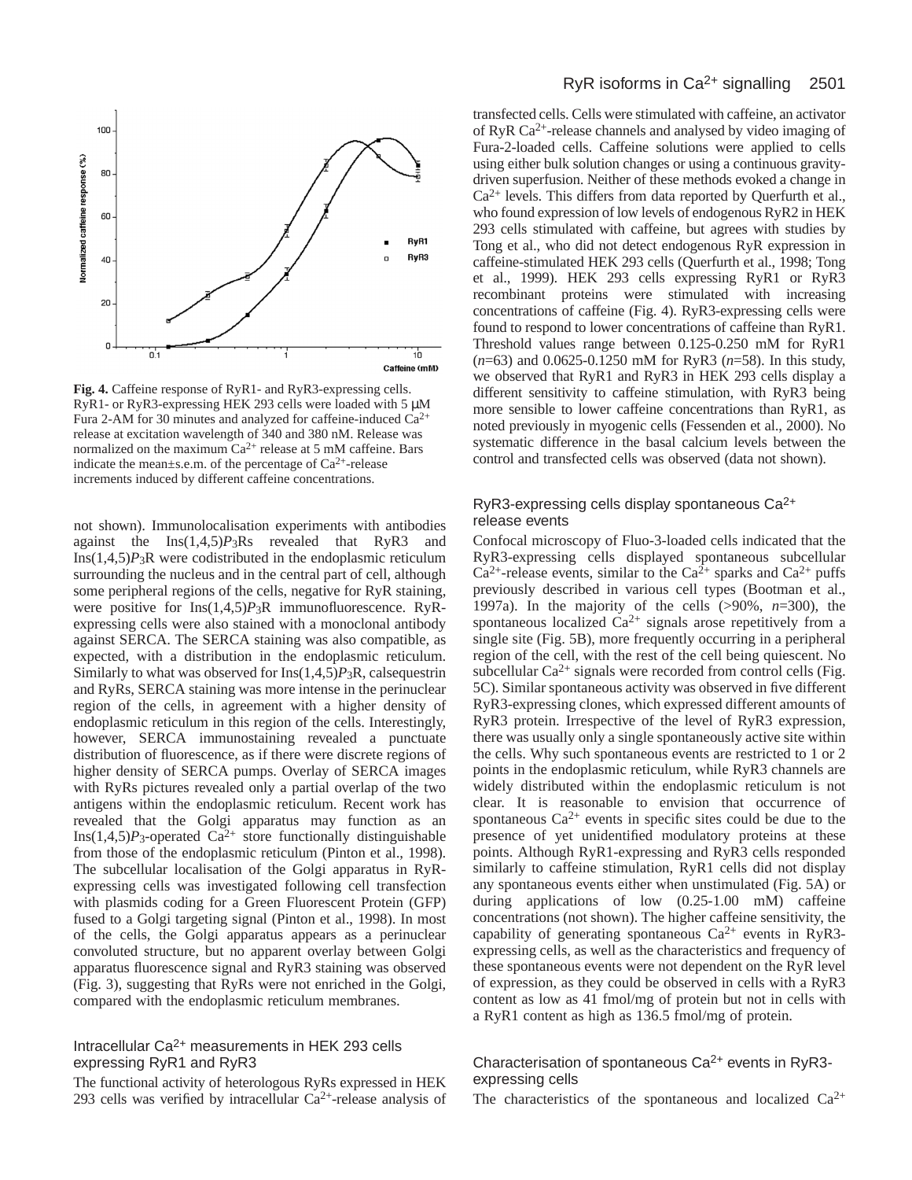**Fig. 4.** Caffeine response of RyR1- and RyR3-expressing cells. RyR1- or RyR3-expressing HEK 293 cells were loaded with 5 μM Fura 2-AM for 30 minutes and analyzed for caffeine-induced $Ca^{2+}$ release at excitation wavelength of 340 and 380 nM. Release was normalized on the maximum $Ca^{2+}$ release at 5 mM caffeine. Bars indicate the mean±s.e.m. of the percentage of $Ca^{2+}$-release increments induced by different caffeine concentrations.

not shown). Immunolocalisation experiments with antibodies against the Ins(1,4,5)$P_3$Rs revealed that RyR3 and Ins(1,4,5)$P_3$R were codistributed in the endoplasmic reticulum surrounding the nucleus and in the central part of cell, although some peripheral regions of the cells, negative for RyR staining, were positive for Ins(1,4,5)$P_3$R immunofluorescence. RyR-expressing cells were also stained with a monoclonal antibody against SERCA. The SERCA staining was also compatible, as expected, with a distribution in the endoplasmic reticulum. Similarly to what was observed for Ins(1,4,5)$P_3$R, calsequestrin and RyRs, SERCA staining was more intense in the perinuclear region of the cells, in agreement with a higher density of endoplasmic reticulum in this region of the cells. Interestingly, however, SERCA immunostaining revealed a punctuate distribution of fluorescence, as if there were discrete regions of higher density of SERCA pumps. Overlay of SERCA images with RyRs pictures revealed only a partial overlap of the two antigens within the endoplasmic reticulum. Recent work has revealed that the Golgi apparatus may function as an Ins(1,4,5)$P_3$-operated $Ca^{2+}$ store functionally distinguishable from those of the endoplasmic reticulum (Pinton et al., 1998). The subcellular localisation of the Golgi apparatus in RyR-expressing cells was investigated following cell transfection with plasmids coding for a Green Fluorescent Protein (GFP) fused to a Golgi targeting signal (Pinton et al., 1998). In most of the cells, the Golgi apparatus appears as a perinuclear convoluted structure, but no apparent overlay between Golgi apparatus fluorescence signal and RyR3 staining was observed (Fig. 3), suggesting that RyRs were not enriched in the Golgi, compared with the endoplasmic reticulum membranes.

## Intracellular $Ca^{2+}$ measurements in HEK 293 cells expressing RyR1 and RyR3

The functional activity of heterologous RyRs expressed in HEK 293 cells was verified by intracellular $Ca^{2+}$-release analysis of transfected cells. Cells were stimulated with caffeine, an activator of RyR $Ca^{2+}$-release channels and analysed by video imaging of Fura-2-loaded cells. Caffeine solutions were applied to cells using either bulk solution changes or using a continuous gravity-driven superfusion. Neither of these methods evoked a change in $Ca^{2+}$ levels. This differs from data reported by Querfurth et al., who found expression of low levels of endogenous RyR2 in HEK 293 cells stimulated with caffeine, but agrees with studies by Tong et al., who did not detect endogenous RyR expression in caffeine-stimulated HEK 293 cells (Querfurth et al., 1998; Tong et al., 1999). HEK 293 cells expressing RyR1 or RyR3 recombinant proteins were stimulated with increasing concentrations of caffeine (Fig. 4). RyR3-expressing cells were found to respond to lower concentrations of caffeine than RyR1. Threshold values range between 0.125-0.250 mM for RyR1 ($n$=63) and 0.0625-0.1250 mM for RyR3 ($n$=58). In this study, we observed that RyR1 and RyR3 in HEK 293 cells display a different sensitivity to caffeine stimulation, with RyR3 being more sensible to lower caffeine concentrations than RyR1, as noted previously in myogenic cells (Fessenden et al., 2000). No systematic difference in the basal calcium levels between the control and transfected cells was observed (data not shown).

## RyR3-expressing cells display spontaneous $Ca^{2+}$ release events

Confocal microscopy of Fluo-3-loaded cells indicated that the RyR3-expressing cells displayed spontaneous subcellular $Ca^{2+}$-release events, similar to the $Ca^{2+}$ sparks and $Ca^{2+}$ puffs previously described in various cell types (Bootman et al., 1997a). In the majority of the cells (>90%, $n$=300), the spontaneous localized $Ca^{2+}$ signals arose repetitively from a single site (Fig. 5B), more frequently occurring in a peripheral region of the cell, with the rest of the cell being quiescent. No subcellular $Ca^{2+}$ signals were recorded from control cells (Fig. 5C). Similar spontaneous activity was observed in five different RyR3-expressing clones, which expressed different amounts of RyR3 protein. Irrespective of the level of RyR3 expression, there was usually only a single spontaneously active site within the cells. Why such spontaneous events are restricted to 1 or 2 points in the endoplasmic reticulum, while RyR3 channels are widely distributed within the endoplasmic reticulum is not clear. It is reasonable to envision that occurrence of spontaneous $Ca^{2+}$ events in specific sites could be due to the presence of yet unidentified modulatory proteins at these points. Although RyR1-expressing and RyR3 cells responded similarly to caffeine stimulation, RyR1 cells did not display any spontaneous events either when unstimulated (Fig. 5A) or during applications of low (0.25-1.00 mM) caffeine concentrations (not shown). The higher caffeine sensitivity, the capability of generating spontaneous $Ca^{2+}$ events in RyR3-expressing cells, as well as the characteristics and frequency of these spontaneous events were not dependent on the RyR level of expression, as they could be observed in cells with a RyR3 content as low as 41 fmol/mg of protein but not in cells with a RyR1 content as high as 136.5 fmol/mg of protein.

## Characterisation of spontaneous $Ca^{2+}$ events in RyR3-expressing cells

The characteristics of the spontaneous and localized $Ca^{2+}$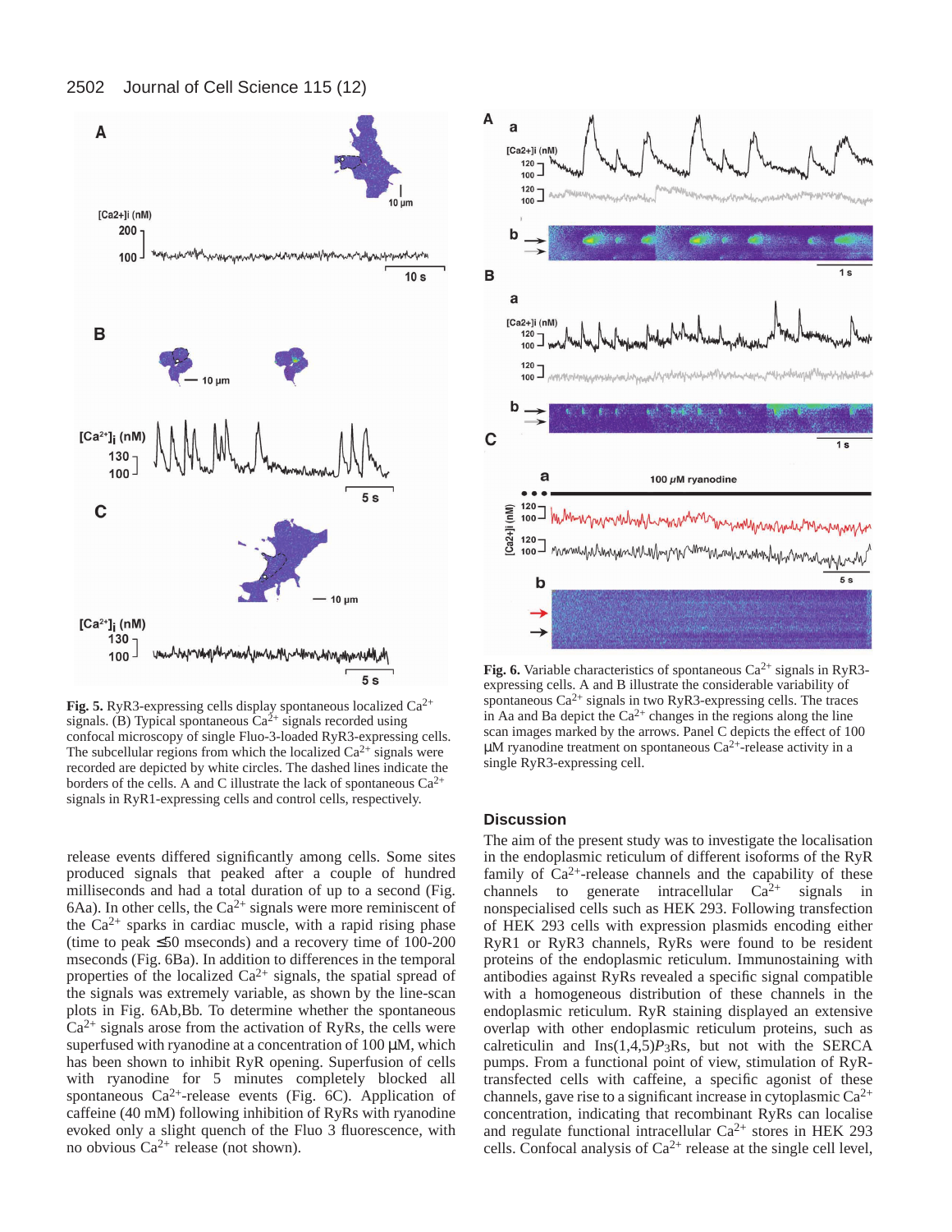**Fig. 5.** RyR3-expressing cells display spontaneous localized $Ca^{2+}$ signals. (B) Typical spontaneous $Ca^{2+}$ signals recorded using confocal microscopy of single Fluo-3-loaded RyR3-expressing cells. The subcellular regions from which the localized $Ca^{2+}$ signals were recorded are depicted by white circles. The dashed lines indicate the borders of the cells. A and C illustrate the lack of spontaneous $Ca^{2+}$ signals in RyR1-expressing cells and control cells, respectively.

**Fig. 6.** Variable characteristics of spontaneous $Ca^{2+}$ signals in RyR3-expressing cells. A and B illustrate the considerable variability of spontaneous $Ca^{2+}$ signals in two RyR3-expressing cells. The traces in Aa and Ba depict the $Ca^{2+}$ changes in the regions along the line scan images marked by the arrows. Panel C depicts the effect of 100 μM ryanodine treatment on spontaneous $Ca^{2+}$-release activity in a single RyR3-expressing cell.

release events differed significantly among cells. Some sites produced signals that peaked after a couple of hundred milliseconds and had a total duration of up to a second (Fig. 6Aa). In other cells, the $Ca^{2+}$ signals were more reminiscent of the $Ca^{2+}$ sparks in cardiac muscle, with a rapid rising phase (time to peak ≤50 mseconds) and a recovery time of 100-200 mseconds (Fig. 6Ba). In addition to differences in the temporal properties of the localized $Ca^{2+}$ signals, the spatial spread of the signals was extremely variable, as shown by the line-scan plots in Fig. 6Ab,Bb. To determine whether the spontaneous $Ca^{2+}$ signals arose from the activation of RyRs, the cells were superfused with ryanodine at a concentration of 100 μM, which has been shown to inhibit RyR opening. Superfusion of cells with ryanodine for 5 minutes completely blocked all spontaneous $Ca^{2+}$-release events (Fig. 6C). Application of caffeine (40 mM) following inhibition of RyRs with ryanodine evoked only a slight quench of the Fluo 3 fluorescence, with no obvious $Ca^{2+}$ release (not shown).

## Discussion

The aim of the present study was to investigate the localisation in the endoplasmic reticulum of different isoforms of the RyR family of $Ca^{2+}$-release channels and the capability of these channels to generate intracellular $Ca^{2+}$ signals in nonspecialised cells such as HEK 293. Following transfection of HEK 293 cells with expression plasmids encoding either RyR1 or RyR3 channels, RyRs were found to be resident proteins of the endoplasmic reticulum. Immunostaining with antibodies against RyRs revealed a specific signal compatible with a homogeneous distribution of these channels in the endoplasmic reticulum. RyR staining displayed an extensive overlap with other endoplasmic reticulum proteins, such as calreticulin and Ins(1,4,5)$P_3$Rs, but not with the SERCA pumps. From a functional point of view, stimulation of RyR-transfected cells with caffeine, a specific agonist of these channels, gave rise to a significant increase in cytoplasmic $Ca^{2+}$ concentration, indicating that recombinant RyRs can localise and regulate functional intracellular $Ca^{2+}$ stores in HEK 293 cells. Confocal analysis of $Ca^{2+}$ release at the single cell level,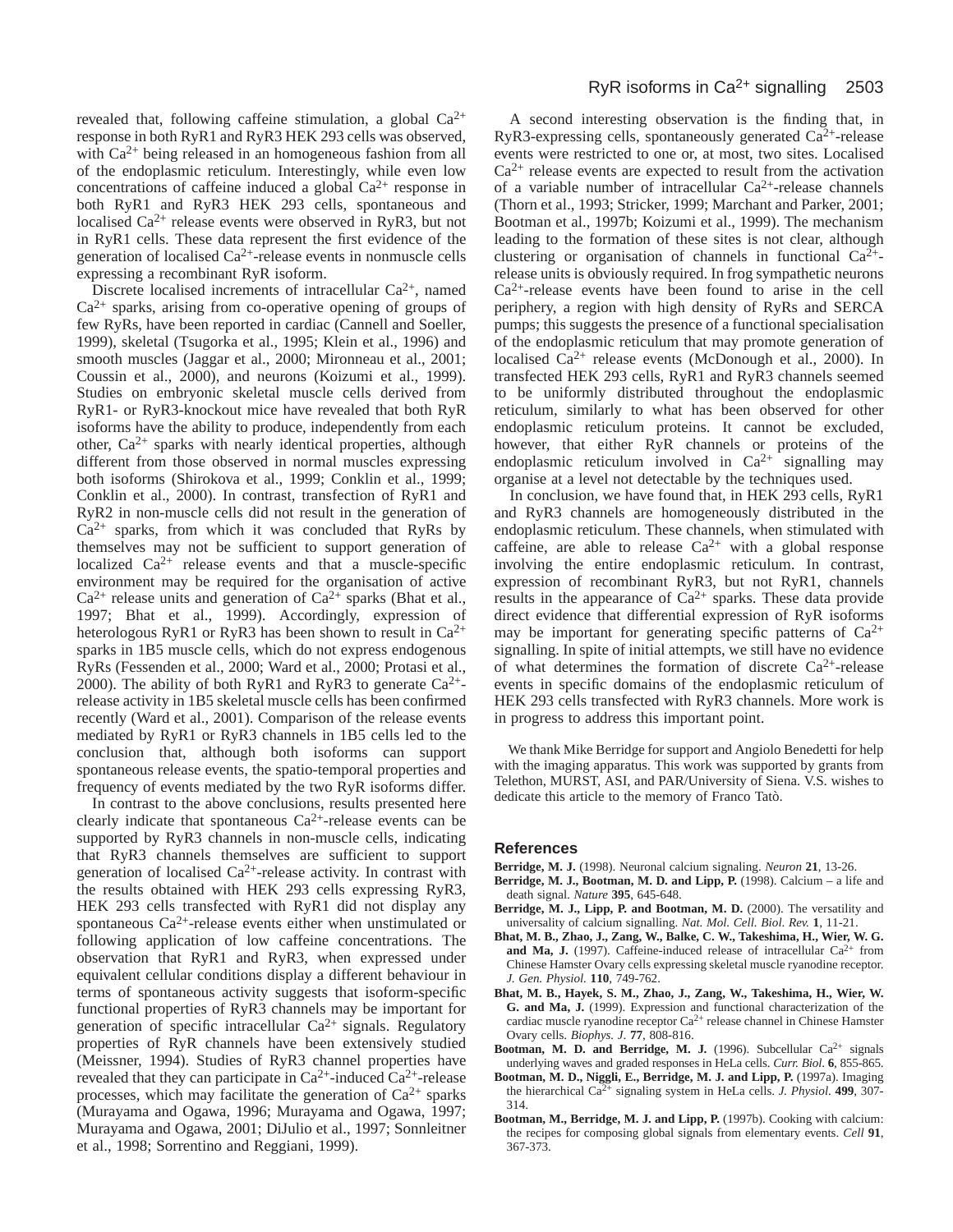revealed that, following caffeine stimulation, a global $Ca^{2+}$ response in both RyR1 and RyR3 HEK 293 cells was observed, with $Ca^{2+}$ being released in an homogeneous fashion from all of the endoplasmic reticulum. Interestingly, while even low concentrations of caffeine induced a global $Ca^{2+}$ response in both RyR1 and RyR3 HEK 293 cells, spontaneous and localised $Ca^{2+}$ release events were observed in RyR3, but not in RyR1 cells. These data represent the first evidence of the generation of localised $Ca^{2+}$-release events in nonmuscle cells expressing a recombinant RyR isoform.

Discrete localised increments of intracellular $Ca^{2+}$, named $Ca^{2+}$ sparks, arising from co-operative opening of groups of few RyRs, have been reported in cardiac (Cannell and Soeller, 1999), skeletal (Tsugorka et al., 1995; Klein et al., 1996) and smooth muscles (Jaggar et al., 2000; Mironneau et al., 2001; Coussin et al., 2000), and neurons (Koizumi et al., 1999). Studies on embryonic skeletal muscle cells derived from RyR1- or RyR3-knockout mice have revealed that both RyR isoforms have the ability to produce, independently from each other, $Ca^{2+}$ sparks with nearly identical properties, although different from those observed in normal muscles expressing both isoforms (Shirokova et al., 1999; Conklin et al., 1999; Conklin et al., 2000). In contrast, transfection of RyR1 and RyR2 in non-muscle cells did not result in the generation of $Ca^{2+}$ sparks, from which it was concluded that RyRs by themselves may not be sufficient to support generation of localized $Ca^{2+}$ release events and that a muscle-specific environment may be required for the organisation of active $Ca^{2+}$ release units and generation of $Ca^{2+}$ sparks (Bhat et al., 1997; Bhat et al., 1999). Accordingly, expression of heterologous RyR1 or RyR3 has been shown to result in $Ca^{2+}$ sparks in 1B5 muscle cells, which do not express endogenous RyRs (Fessenden et al., 2000; Ward et al., 2000; Protasi et al., 2000). The ability of both RyR1 and RyR3 to generate $Ca^{2+}$-release activity in 1B5 skeletal muscle cells has been confirmed recently (Ward et al., 2001). Comparison of the release events mediated by RyR1 or RyR3 channels in 1B5 cells led to the conclusion that, although both isoforms can support spontaneous release events, the spatio-temporal properties and frequency of events mediated by the two RyR isoforms differ.

In contrast to the above conclusions, results presented here clearly indicate that spontaneous $Ca^{2+}$-release events can be supported by RyR3 channels in non-muscle cells, indicating that RyR3 channels themselves are sufficient to support generation of localised $Ca^{2+}$-release activity. In contrast with the results obtained with HEK 293 cells expressing RyR3, HEK 293 cells transfected with RyR1 did not display any spontaneous $Ca^{2+}$-release events either when unstimulated or following application of low caffeine concentrations. The observation that RyR1 and RyR3, when expressed under equivalent cellular conditions display a different behaviour in terms of spontaneous activity suggests that isoform-specific functional properties of RyR3 channels may be important for generation of specific intracellular $Ca^{2+}$ signals. Regulatory properties of RyR channels have been extensively studied (Meissner, 1994). Studies of RyR3 channel properties have revealed that they can participate in $Ca^{2+}$-induced $Ca^{2+}$-release processes, which may facilitate the generation of $Ca^{2+}$ sparks (Murayama and Ogawa, 1996; Murayama and Ogawa, 1997; Murayama and Ogawa, 2001; DiJulio et al., 1997; Sonnleitner et al., 1998; Sorrentino and Reggiani, 1999).

A second interesting observation is the finding that, in RyR3-expressing cells, spontaneously generated $Ca^{2+}$-release events were restricted to one or, at most, two sites. Localised $Ca^{2+}$ release events are expected to result from the activation of a variable number of intracellular $Ca^{2+}$-release channels (Thorn et al., 1993; Stricker, 1999; Marchant and Parker, 2001; Bootman et al., 1997b; Koizumi et al., 1999). The mechanism leading to the formation of these sites is not clear, although clustering or organisation of channels in functional $Ca^{2+}$-release units is obviously required. In frog sympathetic neurons $Ca^{2+}$-release events have been found to arise in the cell periphery, a region with high density of RyRs and SERCA pumps; this suggests the presence of a functional specialisation of the endoplasmic reticulum that may promote generation of localised $Ca^{2+}$ release events (McDonough et al., 2000). In transfected HEK 293 cells, RyR1 and RyR3 channels seemed to be uniformly distributed throughout the endoplasmic reticulum, similarly to what has been observed for other endoplasmic reticulum proteins. It cannot be excluded, however, that either RyR channels or proteins of the endoplasmic reticulum involved in $Ca^{2+}$ signalling may organise at a level not detectable by the techniques used.

In conclusion, we have found that, in HEK 293 cells, RyR1 and RyR3 channels are homogeneously distributed in the endoplasmic reticulum. These channels, when stimulated with caffeine, are able to release $Ca^{2+}$ with a global response involving the entire endoplasmic reticulum. In contrast, expression of recombinant RyR3, but not RyR1, channels results in the appearance of $Ca^{2+}$ sparks. These data provide direct evidence that differential expression of RyR isoforms may be important for generating specific patterns of $Ca^{2+}$ signalling. In spite of initial attempts, we still have no evidence of what determines the formation of discrete $Ca^{2+}$-release events in specific domains of the endoplasmic reticulum of HEK 293 cells transfected with RyR3 channels. More work is in progress to address this important point.

We thank Mike Berridge for support and Angiolo Benedetti for help with the imaging apparatus. This work was supported by grants from Telethon, MURST, ASI, and PAR/University of Siena. V.S. wishes to dedicate this article to the memory of Franco Tatò.

## References

**Berridge, M. J.** (1998). Neuronal calcium signaling. *Neuron* **21**, 13-26.

**Berridge, M. J., Bootman, M. D. and Lipp, P.** (1998). Calcium – a life and death signal. *Nature* **395**, 645-648.

**Berridge, M. J., Lipp, P. and Bootman, M. D.** (2000). The versatility and universality of calcium signalling. *Nat. Mol. Cell. Biol. Rev.* **1**, 11-21.

**Bhat, M. B., Zhao, J., Zang, W., Balke, C. W., Takeshima, H., Wier, W. G. and Ma, J.** (1997). Caffeine-induced release of intracellular $Ca^{2+}$ from Chinese Hamster Ovary cells expressing skeletal muscle ryanodine receptor. *J. Gen. Physiol.* **110**, 749-762.

**Bhat, M. B., Hayek, S. M., Zhao, J., Zang, W., Takeshima, H., Wier, W. G. and Ma, J.** (1999). Expression and functional characterization of the cardiac muscle ryanodine receptor $Ca^{2+}$ release channel in Chinese Hamster Ovary cells. *Biophys. J.* **77**, 808-816.

**Bootman, M. D. and Berridge, M. J.** (1996). Subcellular $Ca^{2+}$ signals underlying waves and graded responses in HeLa cells. *Curr. Biol.* **6**, 855-865.

**Bootman, M. D., Niggli, E., Berridge, M. J. and Lipp, P.** (1997a). Imaging the hierarchical $Ca^{2+}$ signaling system in HeLa cells. *J. Physiol.* **499**, 307-314.

**Bootman, M., Berridge, M. J. and Lipp, P.** (1997b). Cooking with calcium: the recipes for composing global signals from elementary events. *Cell* **91**, 367-373.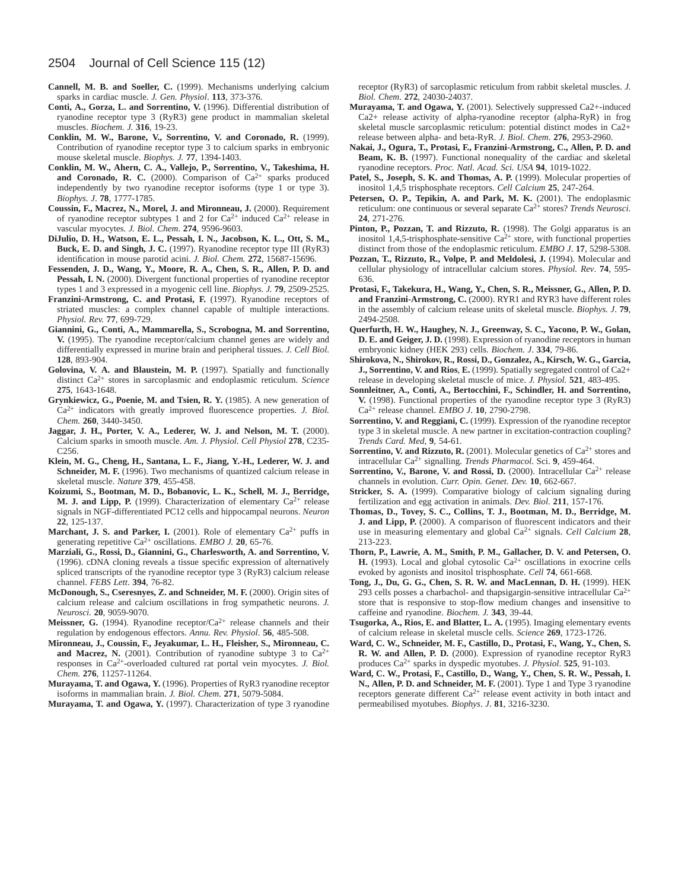**Cannell, M. B. and Soeller, C.** (1999). Mechanisms underlying calcium sparks in cardiac muscle. *J. Gen. Physiol*. **113**, 373-376.

**Conti, A., Gorza, L. and Sorrentino, V.** (1996). Differential distribution of ryanodine receptor type 3 (RyR3) gene product in mammalian skeletal muscles. *Biochem. J.* **316**, 19-23.

**Conklin, M. W., Barone, V., Sorrentino, V. and Coronado, R.** (1999). Contribution of ryanodine receptor type 3 to calcium sparks in embryonic mouse skeletal muscle. *Biophys. J.* **77**, 1394-1403.

**Conklin, M. W., Ahern, C. A., Vallejo, P., Sorrentino, V., Takeshima, H. and Coronado, R. C.** (2000). Comparison of $Ca^{2+}$ sparks produced independently by two ryanodine receptor isoforms (type 1 or type 3). *Biophys. J*. **78**, 1777-1785.

**Coussin, F., Macrez, N., Morel, J. and Mironneau, J.** (2000). Requirement of ryanodine receptor subtypes 1 and 2 for $Ca^{2+}$ induced $Ca^{2+}$ release in vascular myocytes. *J. Biol. Chem*. **274**, 9596-9603.

**DiJulio, D. H., Watson, E. L., Pessah, I. N., Jacobson, K. L., Ott, S. M., Buck, E. D. and Singh, J. C.** (1997). Ryanodine receptor type III (RyR3) identification in mouse parotid acini. *J. Biol. Chem.* **272**, 15687-15696.

**Fessenden, J. D., Wang, Y., Moore, R. A., Chen, S. R., Allen, P. D. and Pessah, I. N.** (2000). Divergent functional properties of ryanodine receptor types 1 and 3 expressed in a myogenic cell line. *Biophys. J.* **79**, 2509-2525.

**Franzini-Armstrong, C. and Protasi, F.** (1997). Ryanodine receptors of striated muscles: a complex channel capable of multiple interactions. *Physiol. Rev.* **77**, 699-729.

**Giannini, G., Conti, A., Mammarella, S., Scrobogna, M. and Sorrentino, V.** (1995). The ryanodine receptor/calcium channel genes are widely and differentially expressed in murine brain and peripheral tissues. *J. Cell Biol.* **128**, 893-904.

**Golovina, V. A. and Blaustein, M. P.** (1997). Spatially and functionally distinct $Ca^{2+}$ stores in sarcoplasmic and endoplasmic reticulum. *Science* **275**, 1643-1648.

**Grynkiewicz, G., Poenie, M. and Tsien, R. Y.** (1985). A new generation of $Ca^{2+}$ indicators with greatly improved fluorescence properties. *J. Biol. Chem.* **260**, 3440-3450.

**Jaggar, J. H., Porter, V. A., Lederer, W. J. and Nelson, M. T.** (2000). Calcium sparks in smooth muscle. *Am. J. Physiol. Cell Physiol* **278**, C235-C256.

**Klein, M. G., Cheng, H., Santana, L. F., Jiang, Y.-H., Lederer, W. J. and Schneider, M. F.** (1996). Two mechanisms of quantized calcium release in skeletal muscle. *Nature* **379**, 455-458.

**Koizumi, S., Bootman, M. D., Bobanovic, L. K., Schell, M. J., Berridge, M. J. and Lipp, P.** (1999). Characterization of elementary $Ca^{2+}$ release signals in NGF-differentiated PC12 cells and hippocampal neurons. *Neuron* **22**, 125-137.

**Marchant, J. S. and Parker, I.** (2001). Role of elementary $Ca^{2+}$ puffs in generating repetitive $Ca^{2+}$ oscillations. *EMBO J.* **20**, 65-76.

**Marziali, G., Rossi, D., Giannini, G., Charlesworth, A. and Sorrentino, V.** (1996). cDNA cloning reveals a tissue specific expression of alternatively spliced transcripts of the ryanodine receptor type 3 (RyR3) calcium release channel. *FEBS Lett*. **394**, 76-82.

**McDonough, S., Cseresnyes, Z. and Schneider, M. F.** (2000). Origin sites of calcium release and calcium oscillations in frog sympathetic neurons. *J. Neurosci.* **20**, 9059-9070.

**Meissner, G.** (1994). Ryanodine receptor/$Ca^{2+}$ release channels and their regulation by endogenous effectors. *Annu. Rev. Physiol*. **56**, 485-508.

**Mironneau, J., Coussin, F., Jeyakumar, L. H., Fleisher, S., Mironneau, C. and Macrez, N.** (2001). Contribution of ryanodine receptor subtype 3 to $Ca^{2+}$ responses in $Ca^{2+}$-overloaded cultured rat portal vein myocytes. *J. Biol. Chem.* **276**, 11257-11264.

**Murayama, T. and Ogawa, Y.** (1996). Properties of RyR3 ryanodine receptor isoforms in mammalian brain. *J. Biol. Chem*. **271**, 5079-5084.

**Murayama, T. and Ogawa, Y.** (1997). Characterization of type 3 ryanodine receptor (RyR3) of sarcoplasmic reticulum from rabbit skeletal muscles. *J. Biol. Chem*. **272**, 24030-24037.

**Murayama, T. and Ogawa, Y.** (2001). Selectively suppressed Ca2+-induced Ca2+ release activity of alpha-ryanodine receptor (alpha-RyR) in frog skeletal muscle sarcoplasmic reticulum: potential distinct modes in Ca2+ release between alpha- and beta-RyR. *J. Biol. Chem*. **276**, 2953-2960.

**Nakai, J., Ogura, T., Protasi, F., Franzini-Armstrong, C., Allen, P. D. and Beam, K. B.** (1997). Functional nonequality of the cardiac and skeletal ryanodine receptors. *Proc. Natl. Acad. Sci. USA* **94**, 1019-1022.

**Patel, S., Joseph, S. K. and Thomas, A. P.** (1999). Molecular properties of inositol 1,4,5 trisphosphate receptors. *Cell Calcium* **25**, 247-264.

**Petersen, O. P., Tepikin, A. and Park, M. K.** (2001). The endoplasmic reticulum: one continuous or several separate $Ca^{2+}$ stores? *Trends Neurosci*. **24**, 271-276.

**Pinton, P., Pozzan, T. and Rizzuto, R.** (1998). The Golgi apparatus is an inositol 1,4,5-trisphosphate-sensitive $Ca^{2+}$ store, with functional properties distinct from those of the endoplasmic reticulum. *EMBO J*. **17**, 5298-5308.

**Pozzan, T., Rizzuto, R., Volpe, P. and Meldolesi, J.** (1994). Molecular and cellular physiology of intracellular calcium stores. *Physiol. Rev*. **74**, 595-636.

**Protasi, F., Takekura, H., Wang, Y., Chen, S. R., Meissner, G., Allen, P. D. and Franzini-Armstrong, C.** (2000). RYR1 and RYR3 have different roles in the assembly of calcium release units of skeletal muscle. *Biophys. J*. **79**, 2494-2508.

**Querfurth, H. W., Haughey, N. J., Greenway, S. C., Yacono, P. W., Golan, D. E. and Geiger, J. D.** (1998). Expression of ryanodine receptors in human embryonic kidney (HEK 293) cells. *Biochem. J*. **334**, 79-86.

**Shirokova, N., Shirokov, R., Rossi, D., Gonzalez, A., Kirsch, W. G., Garcia, J., Sorrentino, V. and Rios**, **E.** (1999). Spatially segregated control of Ca2+ release in developing skeletal muscle of mice. *J. Physiol.* **521**, 483-495.

**Sonnleitner, A., Conti, A., Bertocchini, F., Schindler, H. and Sorrentino, V.** (1998). Functional properties of the ryanodine receptor type 3 (RyR3) $Ca^{2+}$ release channel. *EMBO J*. **10**, 2790-2798.

**Sorrentino, V. and Reggiani, C.** (1999). Expression of the ryanodine receptor type 3 in skeletal muscle. A new partner in excitation-contraction coupling? *Trends Card. Med*, **9**, 54-61.

**Sorrentino, V. and Rizzuto, R.** (2001). Molecular genetics of $Ca^{2+}$ stores and intracellular $Ca^{2+}$ signalling. *Trends Pharmacol*. Sci. **9**, 459-464.

**Sorrentino, V., Barone, V. and Rossi, D.** (2000). Intracellular $Ca^{2+}$ release channels in evolution. *Curr. Opin. Genet. Dev.* **10**, 662-667.

**Stricker, S. A.** (1999). Comparative biology of calcium signaling during fertilization and egg activation in animals. *Dev. Biol.* **211**, 157-176.

**Thomas, D., Tovey, S. C., Collins, T. J., Bootman, M. D., Berridge, M. J. and Lipp, P.** (2000). A comparison of fluorescent indicators and their use in measuring elementary and global $Ca^{2+}$ signals. *Cell Calcium* **28**, 213-223.

**Thorn, P., Lawrie, A. M., Smith, P. M., Gallacher, D. V. and Petersen, O. H.** (1993). Local and global cytosolic $Ca^{2+}$ oscillations in exocrine cells evoked by agonists and inositol trisphosphate. *Cell* **74**, 661-668.

**Tong, J., Du, G. G., Chen, S. R. W. and MacLennan, D. H.** (1999). HEK 293 cells posses a charbachol- and thapsigargin-sensitive intracellular $Ca^{2+}$ store that is responsive to stop-flow medium changes and insensitive to caffeine and ryanodine. *Biochem. J.* **343**, 39-44.

**Tsugorka, A., Rios, E. and Blatter, L. A.** (1995). Imaging elementary events of calcium release in skeletal muscle cells. *Science* **269**, 1723-1726.

**Ward, C. W., Schneider, M. F., Castillo, D., Protasi, F., Wang, Y., Chen, S. R. W. and Allen, P. D.** (2000). Expression of ryanodine receptor RyR3 produces $Ca^{2+}$ sparks in dyspedic myotubes. *J. Physiol.* **525**, 91-103.

**Ward, C. W., Protasi, F., Castillo, D., Wang, Y., Chen, S. R. W., Pessah, I. N., Allen, P. D. and Schneider, M. F.** (2001). Type 1 and Type 3 ryanodine receptors generate different $Ca^{2+}$ release event activity in both intact and permeabilised myotubes. *Biophys*. *J*. **81**, 3216-3230.